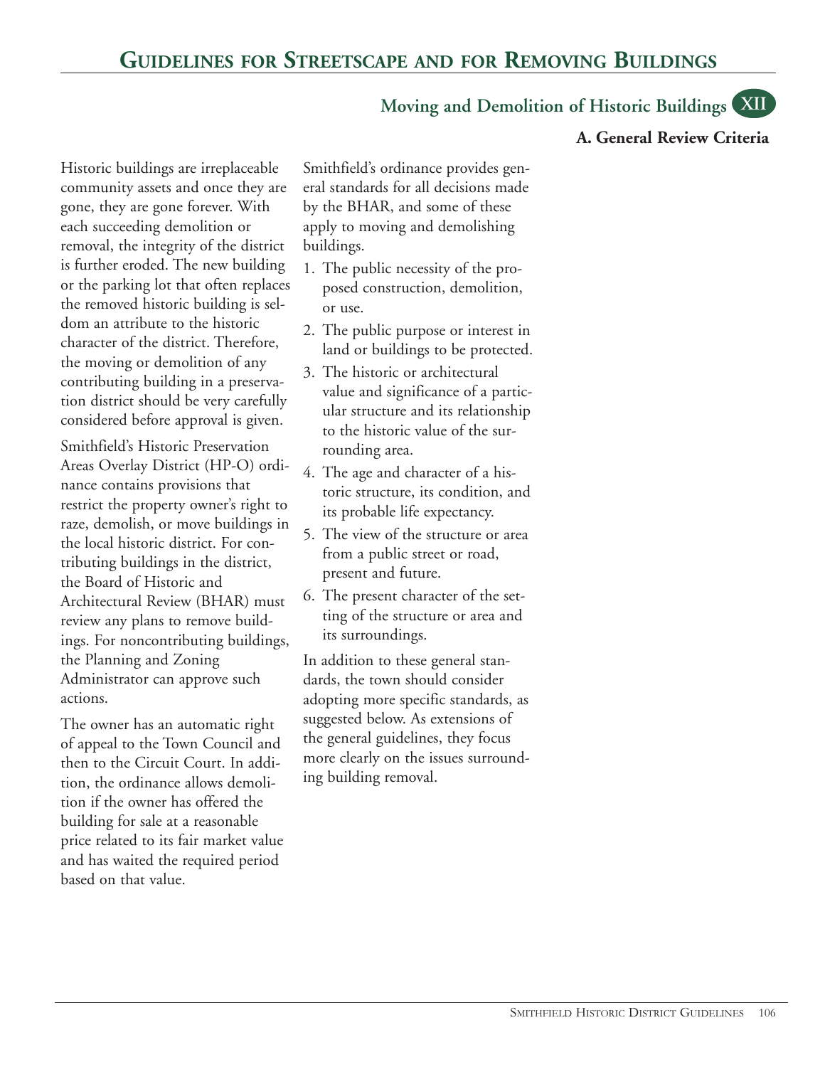# Guidelines for Streetscape and for Removing Buildings

## Moving and Demolition of Historic Buildings XII

### A. General Review Criteria

Historic buildings are irreplaceable community assets and once they are gone, they are gone forever. With each succeeding demolition or removal, the integrity of the district is further eroded. The new building or the parking lot that often replaces the removed historic building is seldom an attribute to the historic character of the district. Therefore, the moving or demolition of any contributing building in a preservation district should be very carefully considered before approval is given.

Smithfield's Historic Preservation Areas Overlay District (HP-O) ordinance contains provisions that restrict the property owner's right to raze, demolish, or move buildings in the local historic district. For contributing buildings in the district, the Board of Historic and Architectural Review (BHAR) must review any plans to remove buildings. For noncontributing buildings, the Planning and Zoning Administrator can approve such actions.

The owner has an automatic right of appeal to the Town Council and then to the Circuit Court. In addition, the ordinance allows demolition if the owner has offered the building for sale at a reasonable price related to its fair market value and has waited the required period based on that value.

Smithfield's ordinance provides general standards for all decisions made by the BHAR, and some of these apply to moving and demolishing buildings.

1. The public necessity of the proposed construction, demolition, or use.
2. The public purpose or interest in land or buildings to be protected.
3. The historic or architectural value and significance of a particular structure and its relationship to the historic value of the surrounding area.
4. The age and character of a historic structure, its condition, and its probable life expectancy.
5. The view of the structure or area from a public street or road, present and future.
6. The present character of the setting of the structure or area and its surroundings.

In addition to these general standards, the town should consider adopting more specific standards, as suggested below. As extensions of the general guidelines, they focus more clearly on the issues surrounding building removal.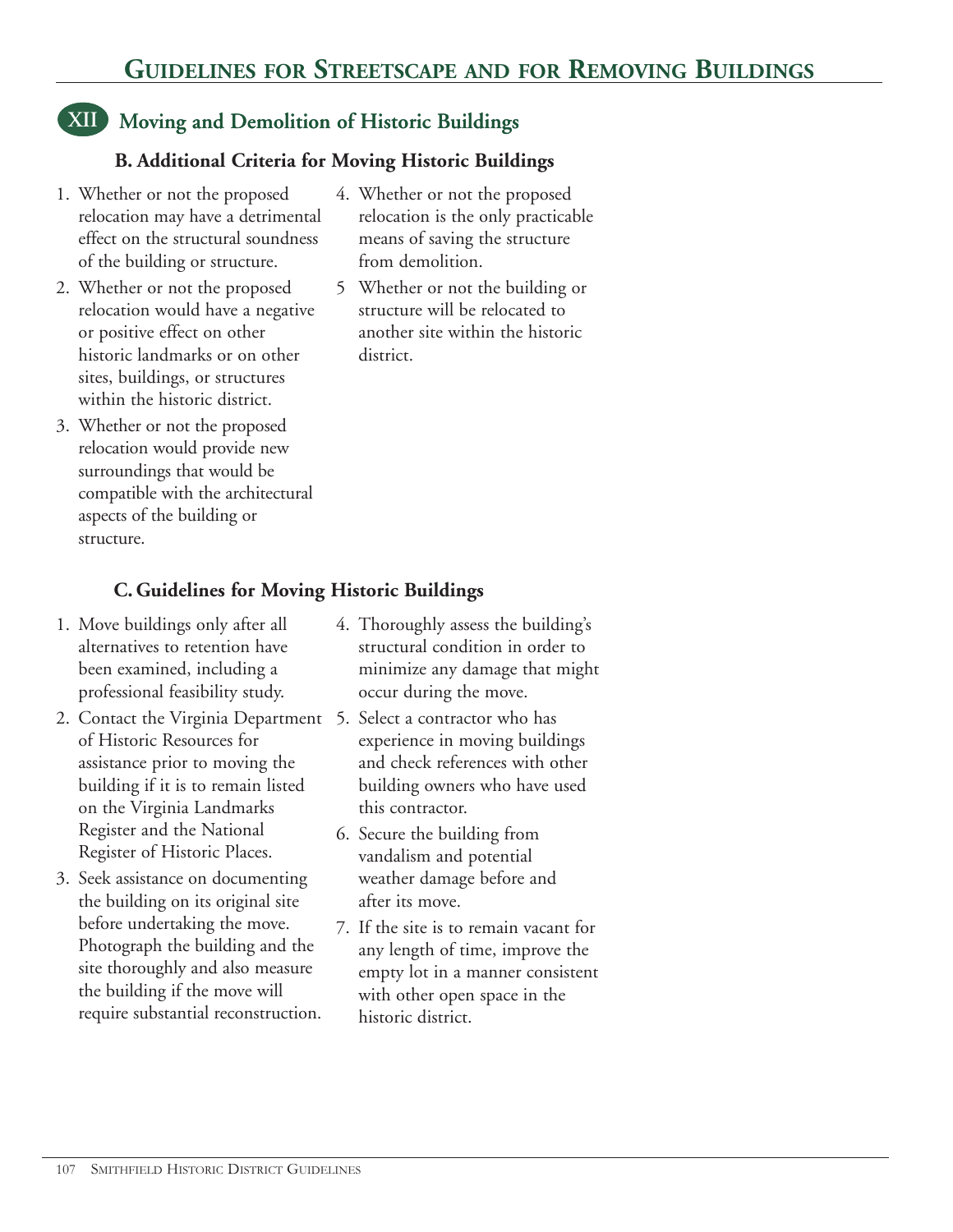# Guidelines for Streetscape and for Removing Buildings

## XII Moving and Demolition of Historic Buildings

### B. Additional Criteria for Moving Historic Buildings

1. Whether or not the proposed relocation may have a detrimental effect on the structural soundness of the building or structure.
2. Whether or not the proposed relocation would have a negative or positive effect on other historic landmarks or on other sites, buildings, or structures within the historic district.
3. Whether or not the proposed relocation would provide new surroundings that would be compatible with the architectural aspects of the building or structure.
4. Whether or not the proposed relocation is the only practicable means of saving the structure from demolition.
5. Whether or not the building or structure will be relocated to another site within the historic district.

### C. Guidelines for Moving Historic Buildings

1. Move buildings only after all alternatives to retention have been examined, including a professional feasibility study.
2. Contact the Virginia Department of Historic Resources for assistance prior to moving the building if it is to remain listed on the Virginia Landmarks Register and the National Register of Historic Places.
3. Seek assistance on documenting the building on its original site before undertaking the move. Photograph the building and the site thoroughly and also measure the building if the move will require substantial reconstruction.
4. Thoroughly assess the building's structural condition in order to minimize any damage that might occur during the move.
5. Select a contractor who has experience in moving buildings and check references with other building owners who have used this contractor.
6. Secure the building from vandalism and potential weather damage before and after its move.
7. If the site is to remain vacant for any length of time, improve the empty lot in a manner consistent with other open space in the historic district.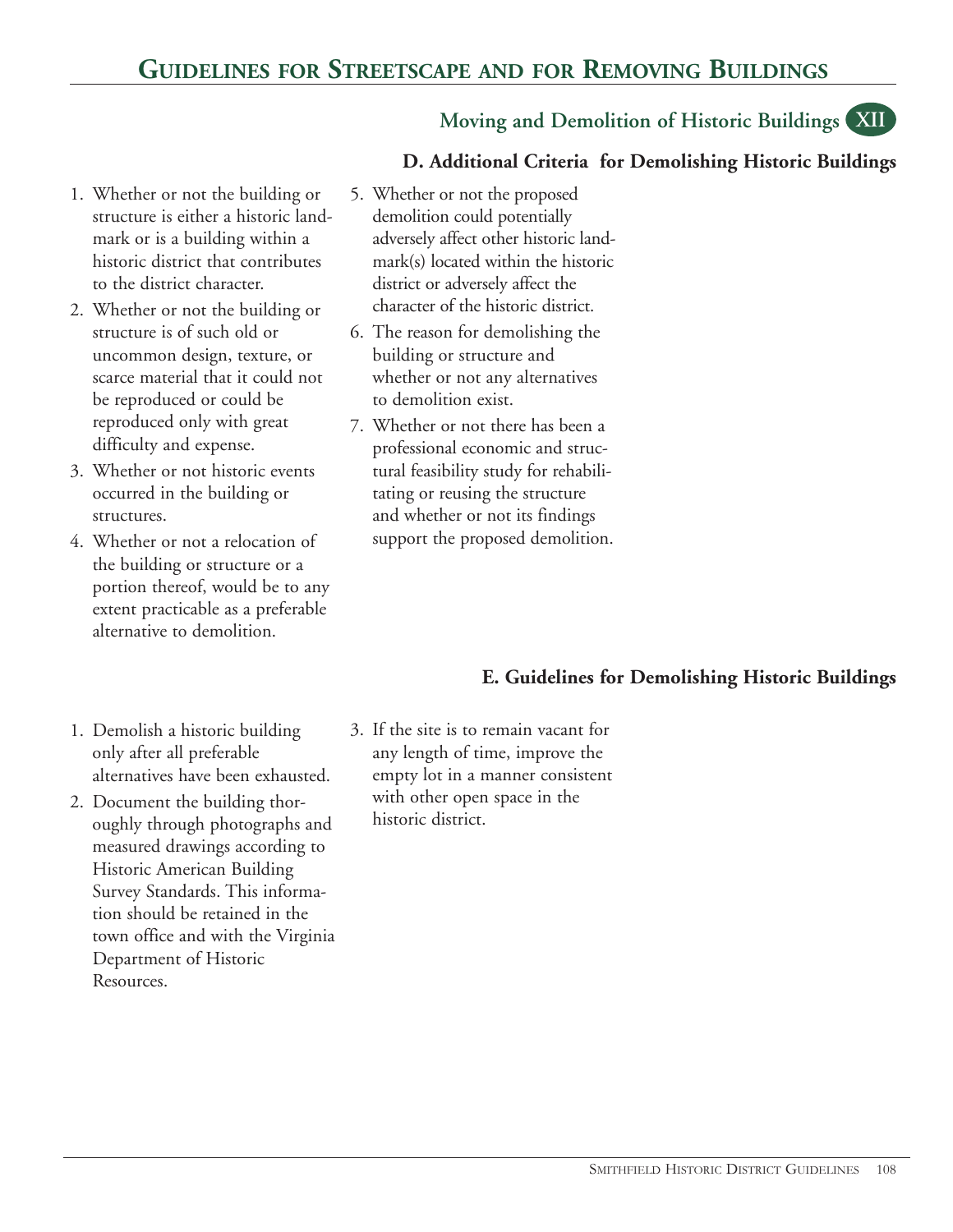# GUIDELINES FOR STREETSCAPE AND FOR REMOVING BUILDINGS

## Moving and Demolition of Historic Buildings XII

### D. Additional Criteria for Demolishing Historic Buildings

1. Whether or not the building or structure is either a historic landmark or is a building within a historic district that contributes to the district character.
2. Whether or not the building or structure is of such old or uncommon design, texture, or scarce material that it could not be reproduced or could be reproduced only with great difficulty and expense.
3. Whether or not historic events occurred in the building or structures.
4. Whether or not a relocation of the building or structure or a portion thereof, would be to any extent practicable as a preferable alternative to demolition.
5. Whether or not the proposed demolition could potentially adversely affect other historic landmark(s) located within the historic district or adversely affect the character of the historic district.
6. The reason for demolishing the building or structure and whether or not any alternatives to demolition exist.
7. Whether or not there has been a professional economic and structural feasibility study for rehabilitating or reusing the structure and whether or not its findings support the proposed demolition.

### E. Guidelines for Demolishing Historic Buildings

1. Demolish a historic building only after all preferable alternatives have been exhausted.
2. Document the building thoroughly through photographs and measured drawings according to Historic American Building Survey Standards. This information should be retained in the town office and with the Virginia Department of Historic Resources.
3. If the site is to remain vacant for any length of time, improve the empty lot in a manner consistent with other open space in the historic district.